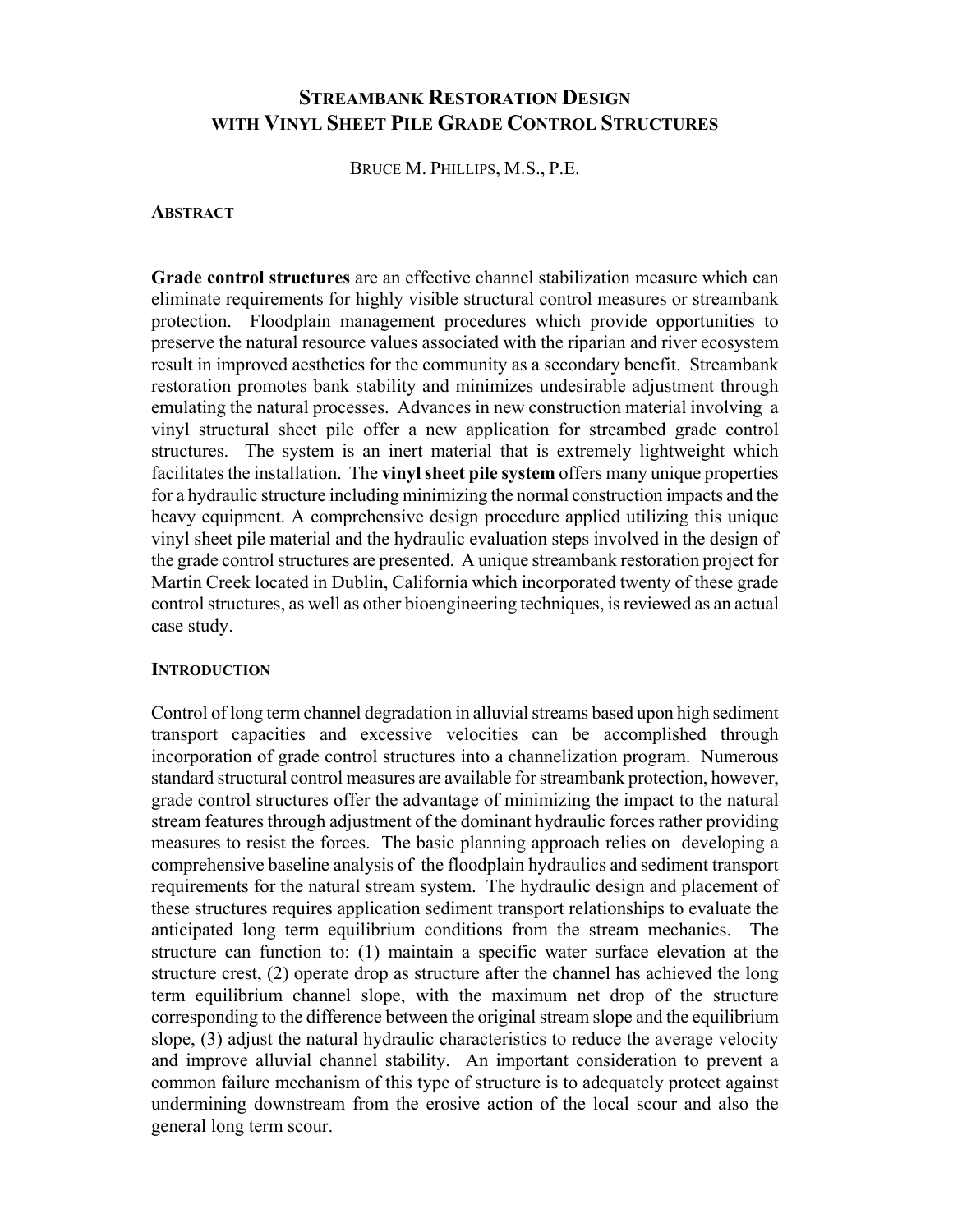# STREAMBANK RESTORATION DESIGN WITH VINYL SHEET PILE GRADE CONTROL STRUCTURES

BRUCE M. PHILLIPS, M.S., P.E.

## ABSTRACT

**Grade control structures** are an effective channel stabilization measure which can eliminate requirements for highly visible structural control measures or streambank protection. Floodplain management procedures which provide opportunities to preserve the natural resource values associated with the riparian and river ecosystem result in improved aesthetics for the community as a secondary benefit. Streambank restoration promotes bank stability and minimizes undesirable adjustment through emulating the natural processes. Advances in new construction material involving a vinyl structural sheet pile offer a new application for streambed grade control structures. The system is an inert material that is extremely lightweight which facilitates the installation. The **vinyl sheet pile system** offers many unique properties for a hydraulic structure including minimizing the normal construction impacts and the heavy equipment. A comprehensive design procedure applied utilizing this unique vinyl sheet pile material and the hydraulic evaluation steps involved in the design of the grade control structures are presented. A unique streambank restoration project for Martin Creek located in Dublin, California which incorporated twenty of these grade control structures, as well as other bioengineering techniques, is reviewed as an actual case study.

## INTRODUCTION

Control of long term channel degradation in alluvial streams based upon high sediment transport capacities and excessive velocities can be accomplished through incorporation of grade control structures into a channelization program. Numerous standard structural control measures are available for streambank protection, however, grade control structures offer the advantage of minimizing the impact to the natural stream features through adjustment of the dominant hydraulic forces rather providing measures to resist the forces. The basic planning approach relies on developing a comprehensive baseline analysis of the floodplain hydraulics and sediment transport requirements for the natural stream system. The hydraulic design and placement of these structures requires application sediment transport relationships to evaluate the anticipated long term equilibrium conditions from the stream mechanics. The structure can function to: (1) maintain a specific water surface elevation at the structure crest, (2) operate drop as structure after the channel has achieved the long term equilibrium channel slope, with the maximum net drop of the structure corresponding to the difference between the original stream slope and the equilibrium slope, (3) adjust the natural hydraulic characteristics to reduce the average velocity and improve alluvial channel stability. An important consideration to prevent a common failure mechanism of this type of structure is to adequately protect against undermining downstream from the erosive action of the local scour and also the general long term scour.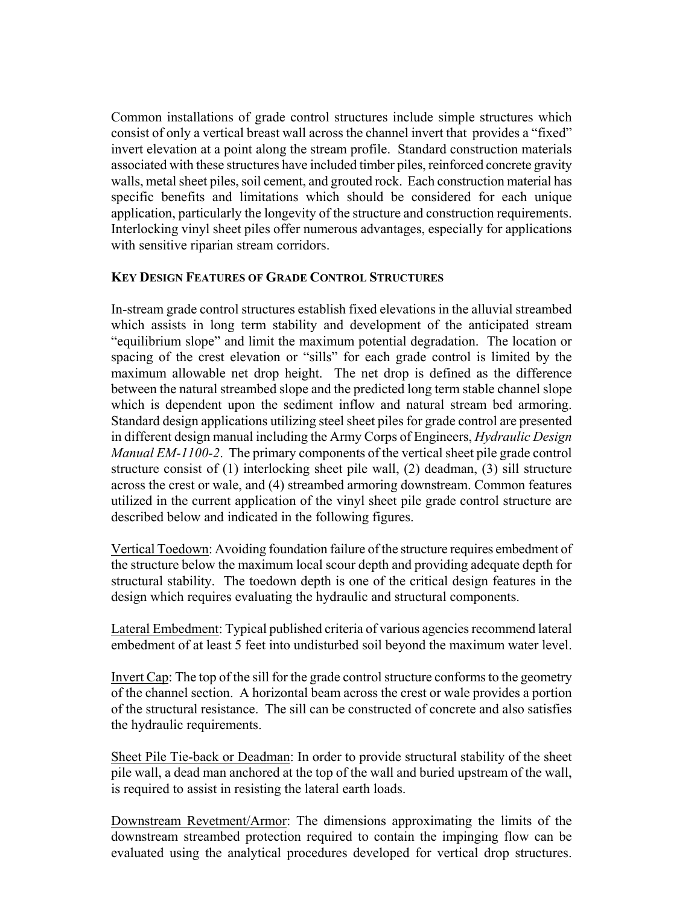Common installations of grade control structures include simple structures which consist of only a vertical breast wall across the channel invert that provides a "fixed" invert elevation at a point along the stream profile. Standard construction materials associated with these structures have included timber piles, reinforced concrete gravity walls, metal sheet piles, soil cement, and grouted rock. Each construction material has specific benefits and limitations which should be considered for each unique application, particularly the longevity of the structure and construction requirements. Interlocking vinyl sheet piles offer numerous advantages, especially for applications with sensitive riparian stream corridors.

## KEY DESIGN FEATURES OF GRADE CONTROL STRUCTURES

In-stream grade control structures establish fixed elevations in the alluvial streambed which assists in long term stability and development of the anticipated stream "equilibrium slope" and limit the maximum potential degradation. The location or spacing of the crest elevation or "sills" for each grade control is limited by the maximum allowable net drop height. The net drop is defined as the difference between the natural streambed slope and the predicted long term stable channel slope which is dependent upon the sediment inflow and natural stream bed armoring. Standard design applications utilizing steel sheet piles for grade control are presented in different design manual including the Army Corps of Engineers, *Hydraulic Design Manual EM-1100-2*. The primary components of the vertical sheet pile grade control structure consist of (1) interlocking sheet pile wall, (2) deadman, (3) sill structure across the crest or wale, and (4) streambed armoring downstream. Common features utilized in the current application of the vinyl sheet pile grade control structure are described below and indicated in the following figures.

<u>Vertical Toedown</u>: Avoiding foundation failure of the structure requires embedment of the structure below the maximum local scour depth and providing adequate depth for structural stability. The toedown depth is one of the critical design features in the design which requires evaluating the hydraulic and structural components.

<u>Lateral Embedment</u>: Typical published criteria of various agencies recommend lateral embedment of at least 5 feet into undisturbed soil beyond the maximum water level.

<u>Invert Cap</u>: The top of the sill for the grade control structure conforms to the geometry of the channel section. A horizontal beam across the crest or wale provides a portion of the structural resistance. The sill can be constructed of concrete and also satisfies the hydraulic requirements.

<u>Sheet Pile Tie-back or Deadman</u>: In order to provide structural stability of the sheet pile wall, a dead man anchored at the top of the wall and buried upstream of the wall, is required to assist in resisting the lateral earth loads.

<u>Downstream Revetment/Armor</u>: The dimensions approximating the limits of the downstream streambed protection required to contain the impinging flow can be evaluated using the analytical procedures developed for vertical drop structures.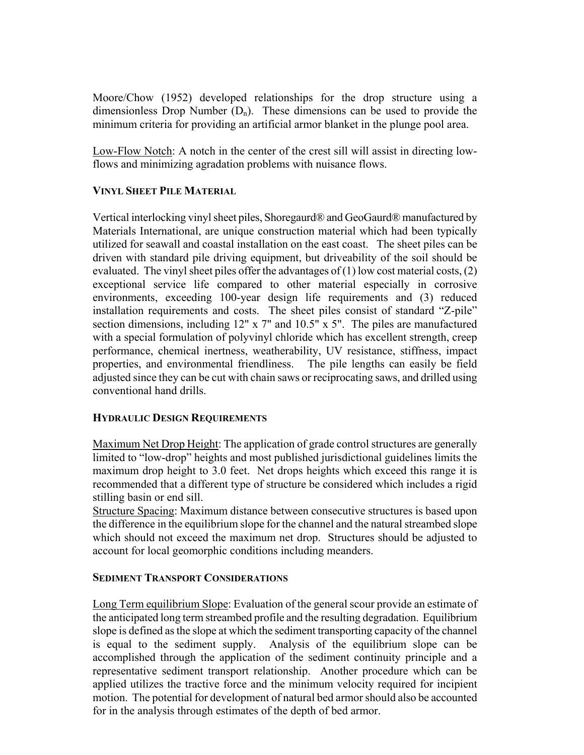Moore/Chow (1952) developed relationships for the drop structure using a dimensionless Drop Number ($D_n$). These dimensions can be used to provide the minimum criteria for providing an artificial armor blanket in the plunge pool area.

Low-Flow Notch: A notch in the center of the crest sill will assist in directing low-flows and minimizing agradation problems with nuisance flows.

### VINYL SHEET PILE MATERIAL

Vertical interlocking vinyl sheet piles, Shoregaurd® and GeoGaurd® manufactured by Materials International, are unique construction material which had been typically utilized for seawall and coastal installation on the east coast. The sheet piles can be driven with standard pile driving equipment, but driveability of the soil should be evaluated. The vinyl sheet piles offer the advantages of (1) low cost material costs, (2) exceptional service life compared to other material especially in corrosive environments, exceeding 100-year design life requirements and (3) reduced installation requirements and costs. The sheet piles consist of standard "Z-pile" section dimensions, including 12" x 7" and 10.5" x 5". The piles are manufactured with a special formulation of polyvinyl chloride which has excellent strength, creep performance, chemical inertness, weatherability, UV resistance, stiffness, impact properties, and environmental friendliness. The pile lengths can easily be field adjusted since they can be cut with chain saws or reciprocating saws, and drilled using conventional hand drills.

### HYDRAULIC DESIGN REQUIREMENTS

Maximum Net Drop Height: The application of grade control structures are generally limited to "low-drop" heights and most published jurisdictional guidelines limits the maximum drop height to 3.0 feet. Net drops heights which exceed this range it is recommended that a different type of structure be considered which includes a rigid stilling basin or end sill.

Structure Spacing: Maximum distance between consecutive structures is based upon the difference in the equilibrium slope for the channel and the natural streambed slope which should not exceed the maximum net drop. Structures should be adjusted to account for local geomorphic conditions including meanders.

### SEDIMENT TRANSPORT CONSIDERATIONS

Long Term equilibrium Slope: Evaluation of the general scour provide an estimate of the anticipated long term streambed profile and the resulting degradation. Equilibrium slope is defined as the slope at which the sediment transporting capacity of the channel is equal to the sediment supply. Analysis of the equilibrium slope can be accomplished through the application of the sediment continuity principle and a representative sediment transport relationship. Another procedure which can be applied utilizes the tractive force and the minimum velocity required for incipient motion. The potential for development of natural bed armor should also be accounted for in the analysis through estimates of the depth of bed armor.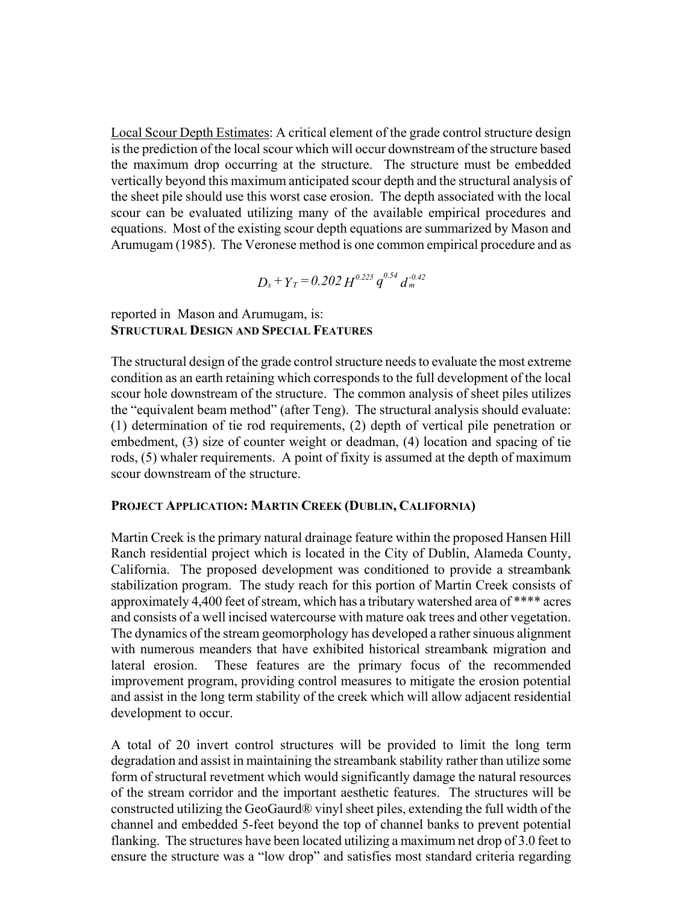Local Scour Depth Estimates: A critical element of the grade control structure design is the prediction of the local scour which will occur downstream of the structure based the maximum drop occurring at the structure. The structure must be embedded vertically beyond this maximum anticipated scour depth and the structural analysis of the sheet pile should use this worst case erosion. The depth associated with the local scour can be evaluated utilizing many of the available empirical procedures and equations. Most of the existing scour depth equations are summarized by Mason and Arumugam (1985). The Veronese method is one common empirical procedure and as

$$D_s + Y_T = 0.202\, H^{0.225}\, q^{0.54}\, d_m^{-0.42}$$

reported in Mason and Arumugam, is:

**STRUCTURAL DESIGN AND SPECIAL FEATURES**

The structural design of the grade control structure needs to evaluate the most extreme condition as an earth retaining which corresponds to the full development of the local scour hole downstream of the structure. The common analysis of sheet piles utilizes the "equivalent beam method" (after Teng). The structural analysis should evaluate: (1) determination of tie rod requirements, (2) depth of vertical pile penetration or embedment, (3) size of counter weight or deadman, (4) location and spacing of tie rods, (5) whaler requirements. A point of fixity is assumed at the depth of maximum scour downstream of the structure.

**PROJECT APPLICATION: MARTIN CREEK (DUBLIN, CALIFORNIA)**

Martin Creek is the primary natural drainage feature within the proposed Hansen Hill Ranch residential project which is located in the City of Dublin, Alameda County, California. The proposed development was conditioned to provide a streambank stabilization program. The study reach for this portion of Martin Creek consists of approximately 4,400 feet of stream, which has a tributary watershed area of **** acres and consists of a well incised watercourse with mature oak trees and other vegetation. The dynamics of the stream geomorphology has developed a rather sinuous alignment with numerous meanders that have exhibited historical streambank migration and lateral erosion. These features are the primary focus of the recommended improvement program, providing control measures to mitigate the erosion potential and assist in the long term stability of the creek which will allow adjacent residential development to occur.

A total of 20 invert control structures will be provided to limit the long term degradation and assist in maintaining the streambank stability rather than utilize some form of structural revetment which would significantly damage the natural resources of the stream corridor and the important aesthetic features. The structures will be constructed utilizing the GeoGaurd® vinyl sheet piles, extending the full width of the channel and embedded 5-feet beyond the top of channel banks to prevent potential flanking. The structures have been located utilizing a maximum net drop of 3.0 feet to ensure the structure was a "low drop" and satisfies most standard criteria regarding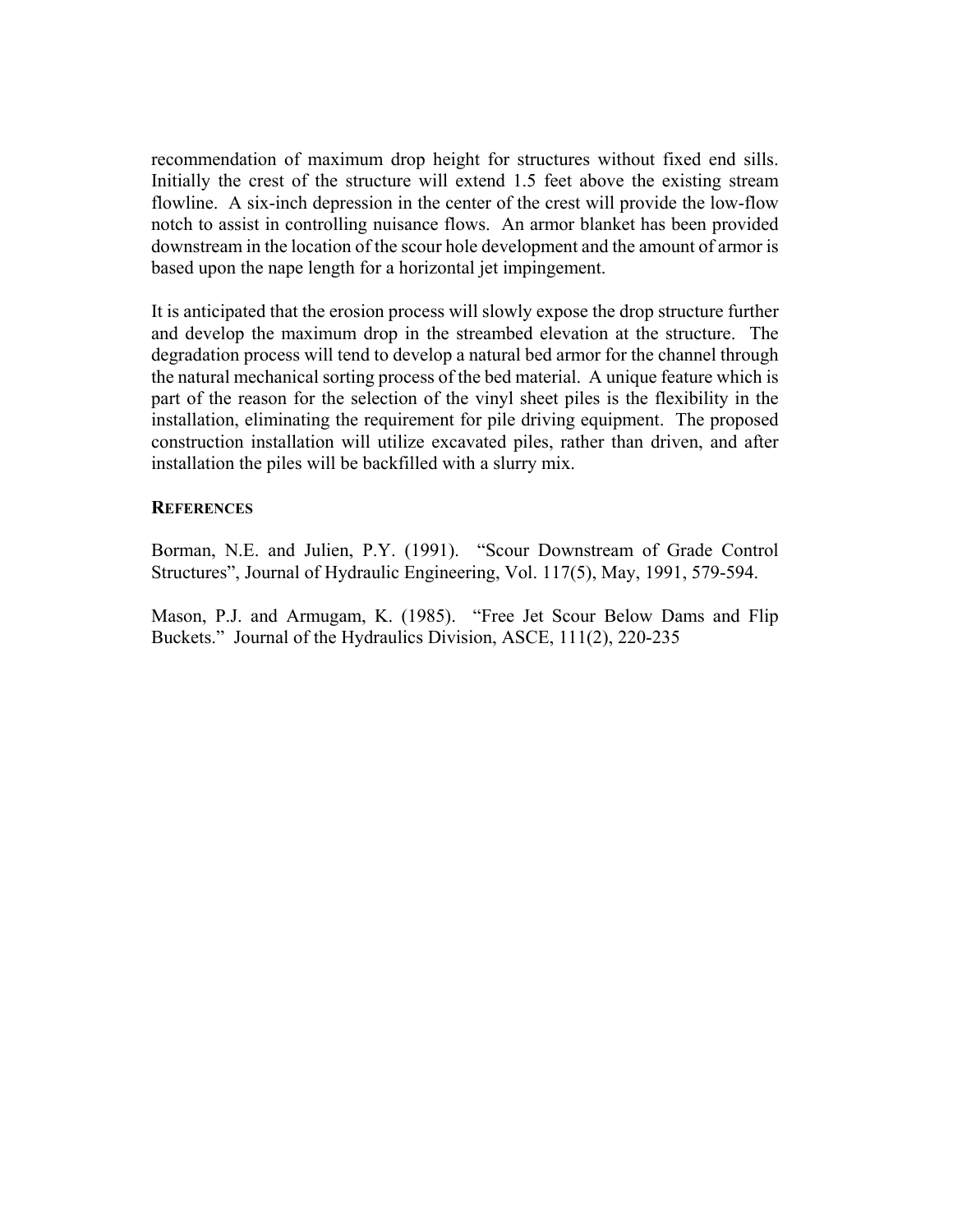recommendation of maximum drop height for structures without fixed end sills. Initially the crest of the structure will extend 1.5 feet above the existing stream flowline. A six-inch depression in the center of the crest will provide the low-flow notch to assist in controlling nuisance flows. An armor blanket has been provided downstream in the location of the scour hole development and the amount of armor is based upon the nape length for a horizontal jet impingement.

It is anticipated that the erosion process will slowly expose the drop structure further and develop the maximum drop in the streambed elevation at the structure. The degradation process will tend to develop a natural bed armor for the channel through the natural mechanical sorting process of the bed material. A unique feature which is part of the reason for the selection of the vinyl sheet piles is the flexibility in the installation, eliminating the requirement for pile driving equipment. The proposed construction installation will utilize excavated piles, rather than driven, and after installation the piles will be backfilled with a slurry mix.

## REFERENCES

Borman, N.E. and Julien, P.Y. (1991). "Scour Downstream of Grade Control Structures", Journal of Hydraulic Engineering, Vol. 117(5), May, 1991, 579-594.

Mason, P.J. and Armugam, K. (1985). "Free Jet Scour Below Dams and Flip Buckets." Journal of the Hydraulics Division, ASCE, 111(2), 220-235